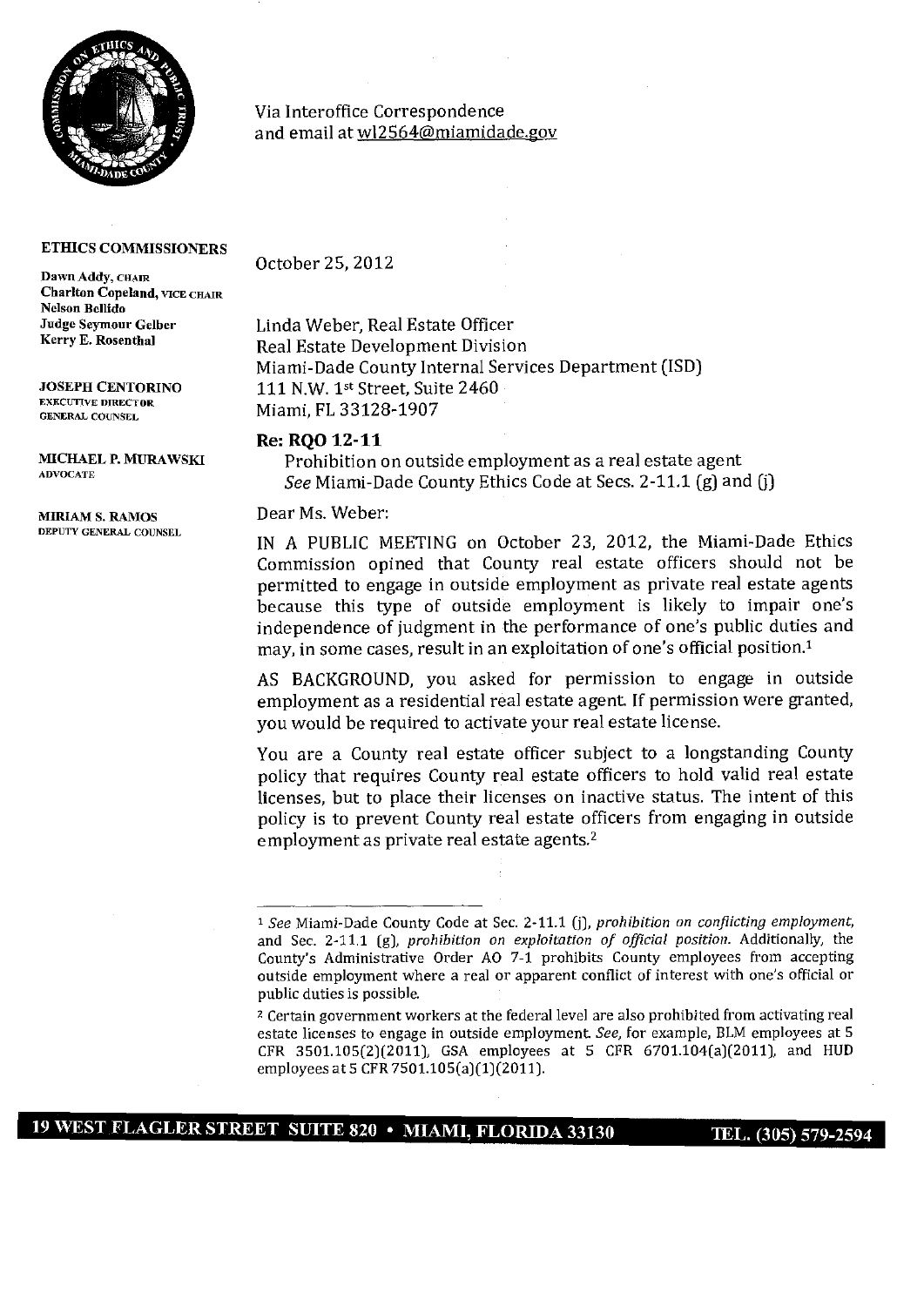Via Interoffice Correspondence
and email at wl2564@miamidade.gov

**ETHICS COMMISSIONERS**

**Dawn Addy**, CHAIR
**Charlton Copeland**, VICE CHAIR
**Nelson Bellido**
**Judge Seymour Gelber**
**Kerry E. Rosenthal**

**JOSEPH CENTORINO**
EXECUTIVE DIRECTOR
GENERAL COUNSEL

**MICHAEL P. MURAWSKI**
ADVOCATE

**MIRIAM S. RAMOS**
DEPUTY GENERAL COUNSEL

October 25, 2012

Linda Weber, Real Estate Officer
Real Estate Development Division
Miami-Dade County Internal Services Department (ISD)
111 N.W. 1st Street, Suite 2460
Miami, FL 33128-1907

**Re: RQO 12-11**
Prohibition on outside employment as a real estate agent
*See* Miami-Dade County Ethics Code at Secs. 2-11.1 (g) and (j)

Dear Ms. Weber:

IN A PUBLIC MEETING on October 23, 2012, the Miami-Dade Ethics Commission opined that County real estate officers should not be permitted to engage in outside employment as private real estate agents because this type of outside employment is likely to impair one's independence of judgment in the performance of one's public duties and may, in some cases, result in an exploitation of one's official position.[1]

AS BACKGROUND, you asked for permission to engage in outside employment as a residential real estate agent. If permission were granted, you would be required to activate your real estate license.

You are a County real estate officer subject to a longstanding County policy that requires County real estate officers to hold valid real estate licenses, but to place their licenses on inactive status. The intent of this policy is to prevent County real estate officers from engaging in outside employment as private real estate agents.[2]

---

[1] *See* Miami-Dade County Code at Sec. 2-11.1 (j), *prohibition on conflicting employment*, and Sec. 2-11.1 (g), *prohibition on exploitation of official position*. Additionally, the County's Administrative Order AO 7-1 prohibits County employees from accepting outside employment where a real or apparent conflict of interest with one's official or public duties is possible.

[2] Certain government workers at the federal level are also prohibited from activating real estate licenses to engage in outside employment. *See*, for example, BLM employees at 5 CFR 3501.105(2)(2011), GSA employees at 5 CFR 6701.104(a)(2011), and HUD employees at 5 CFR 7501.105(a)(1)(2011).

**19 WEST FLAGLER STREET SUITE 820 • MIAMI, FLORIDA 33130 TEL. (305) 579-2594**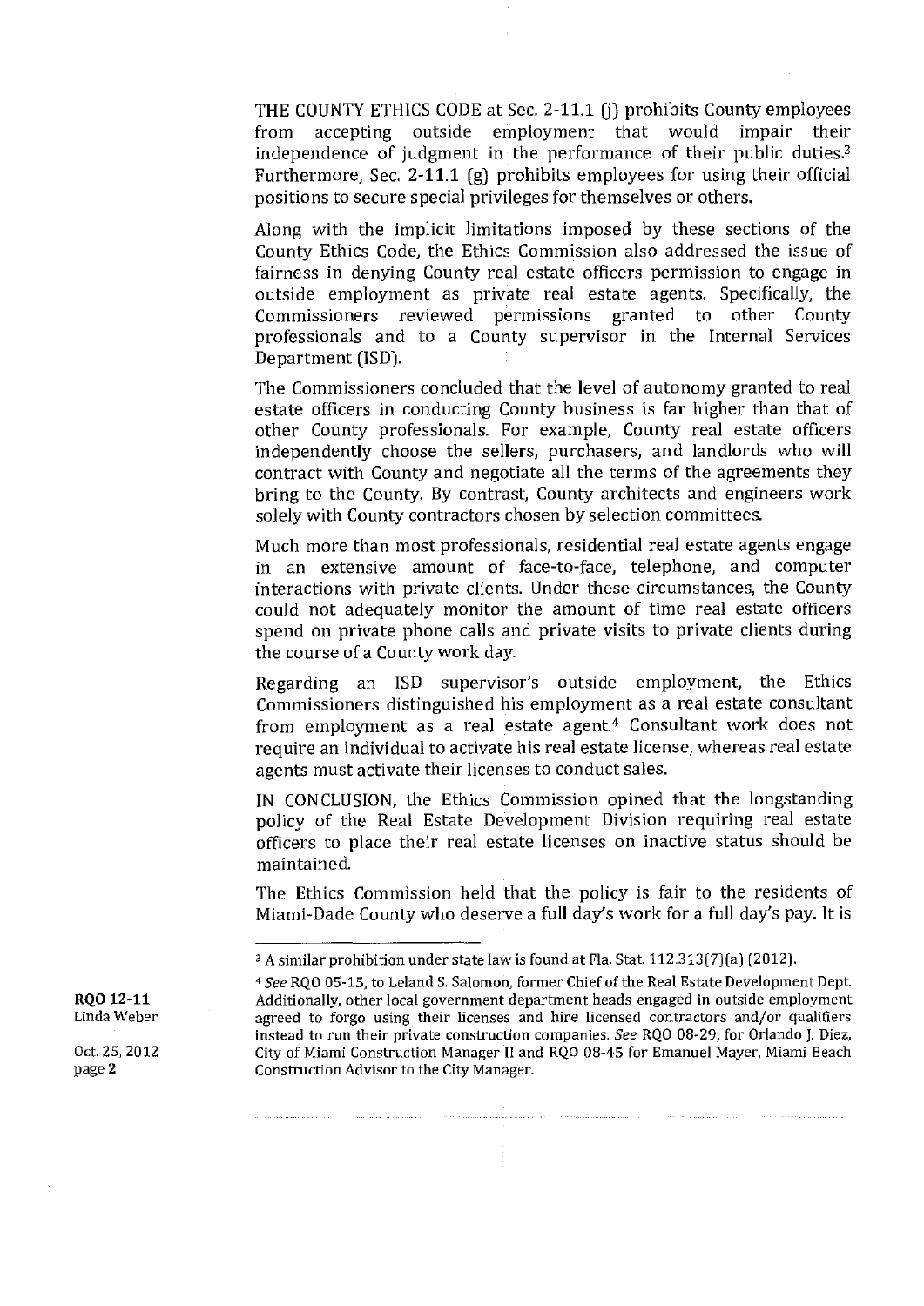THE COUNTY ETHICS CODE at Sec. 2-11.1 (j) prohibits County employees from accepting outside employment that would impair their independence of judgment in the performance of their public duties.[3] Furthermore, Sec. 2-11.1 (g) prohibits employees for using their official positions to secure special privileges for themselves or others.

Along with the implicit limitations imposed by these sections of the County Ethics Code, the Ethics Commission also addressed the issue of fairness in denying County real estate officers permission to engage in outside employment as private real estate agents. Specifically, the Commissioners reviewed permissions granted to other County professionals and to a County supervisor in the Internal Services Department (ISD).

The Commissioners concluded that the level of autonomy granted to real estate officers in conducting County business is far higher than that of other County professionals. For example, County real estate officers independently choose the sellers, purchasers, and landlords who will contract with County and negotiate all the terms of the agreements they bring to the County. By contrast, County architects and engineers work solely with County contractors chosen by selection committees.

Much more than most professionals, residential real estate agents engage in an extensive amount of face-to-face, telephone, and computer interactions with private clients. Under these circumstances, the County could not adequately monitor the amount of time real estate officers spend on private phone calls and private visits to private clients during the course of a County work day.

Regarding an ISD supervisor's outside employment, the Ethics Commissioners distinguished his employment as a real estate consultant from employment as a real estate agent.[4] Consultant work does not require an individual to activate his real estate license, whereas real estate agents must activate their licenses to conduct sales.

IN CONCLUSION, the Ethics Commission opined that the longstanding policy of the Real Estate Development Division requiring real estate officers to place their real estate licenses on inactive status should be maintained.

The Ethics Commission held that the policy is fair to the residents of Miami-Dade County who deserve a full day's work for a full day's pay. It is

---

[3] A similar prohibition under state law is found at Fla. Stat. 112.313(7)(a) (2012).

[4] *See* RQO 05-15, to Leland S. Salomon, former Chief of the Real Estate Development Dept. Additionally, other local government department heads engaged in outside employment agreed to forgo using their licenses and hire licensed contractors and/or qualifiers instead to run their private construction companies. *See* RQO 08-29, for Orlando J. Diez, City of Miami Construction Manager II and RQO 08-45 for Emanuel Mayer, Miami Beach Construction Advisor to the City Manager.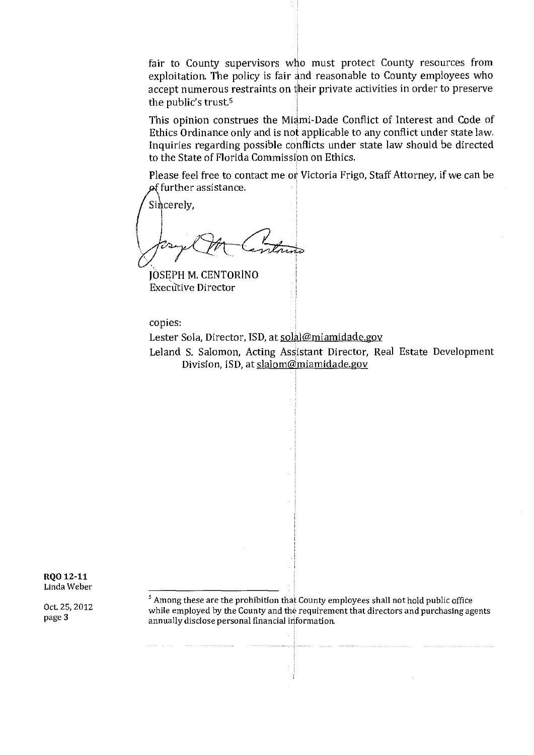fair to County supervisors who must protect County resources from exploitation. The policy is fair and reasonable to County employees who accept numerous restraints on their private activities in order to preserve the public's trust.[5]

This opinion construes the Miami-Dade Conflict of Interest and Code of Ethics Ordinance only and is not applicable to any conflict under state law. Inquiries regarding possible conflicts under state law should be directed to the State of Florida Commission on Ethics.

Please feel free to contact me or Victoria Frigo, Staff Attorney, if we can be of further assistance.

Sincerely,

JOSEPH M. CENTORINO
Executive Director

copies:

Lester Sola, Director, ISD, at solal@miamidade.gov

Leland S. Salomon, Acting Assistant Director, Real Estate Development Division, ISD, at slalom@miamidade.gov

RQO 12-11
Linda Weber

Oct. 25, 2012

---

[5] Among these are the prohibition that County employees shall not hold public office while employed by the County and the requirement that directors and purchasing agents annually disclose personal financial information.